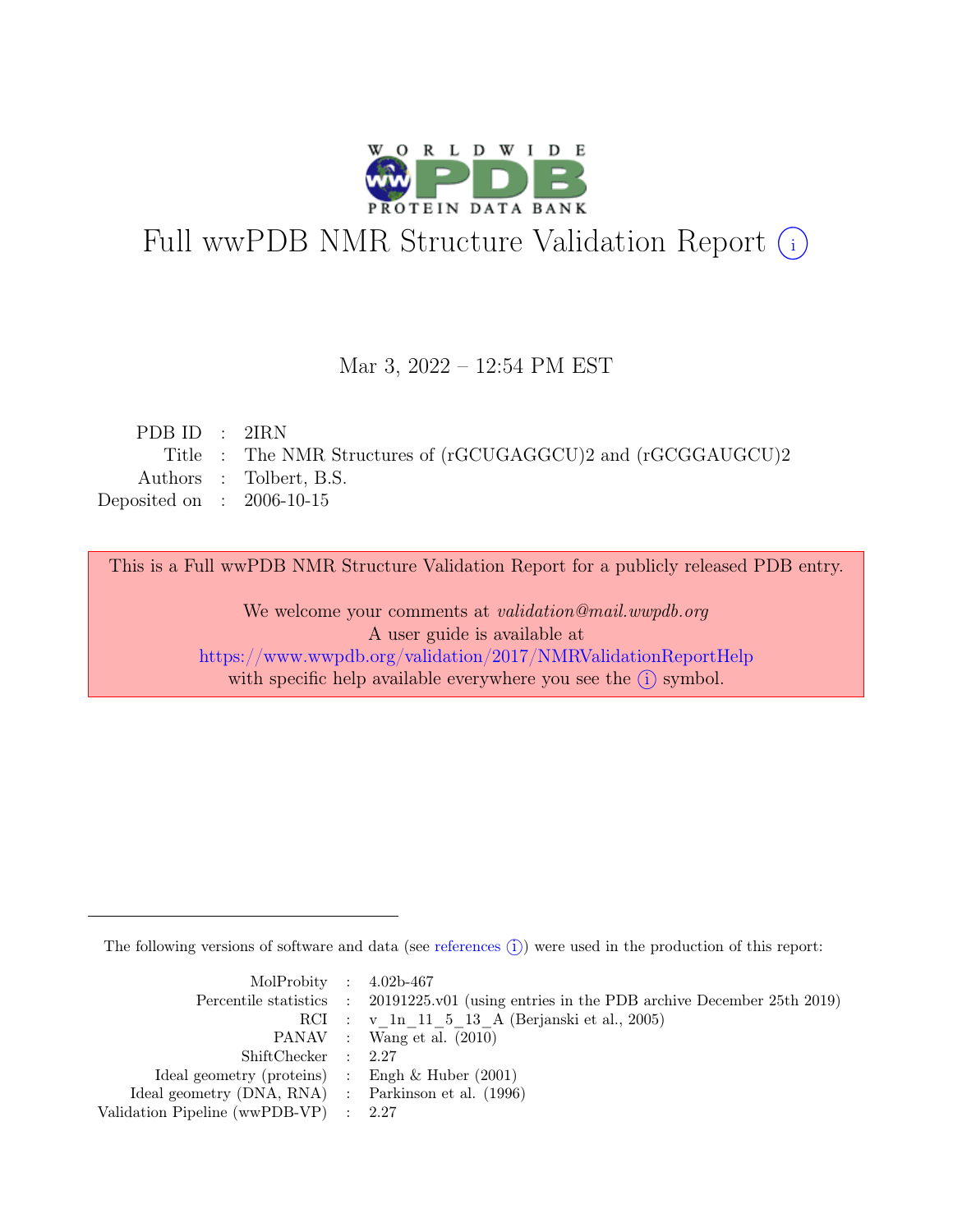# Full wwPDB NMR Structure Validation Report (i)

Mar 3, 2022 – 12:54 PM EST

| | | |
|---|---|---|
| PDB ID | : | 2IRN |
| Title | : | The NMR Structures of (rGCUGAGGCU)2 and (rGCGGAUGCU)2 |
| Authors | : | Tolbert, B.S. |
| Deposited on | : | 2006-10-15 |

This is a Full wwPDB NMR Structure Validation Report for a publicly released PDB entry.

We welcome your comments at *validation@mail.wwpdb.org*
A user guide is available at
https://www.wwpdb.org/validation/2017/NMRValidationReportHelp
with specific help available everywhere you see the (i) symbol.

The following versions of software and data (see references (i)) were used in the production of this report:

| | | |
|---|---|---|
| MolProbity | : | 4.02b-467 |
| Percentile statistics | : | 20191225.v01 (using entries in the PDB archive December 25th 2019) |
| RCI | : | v_1n_11_5_13_A (Berjanski et al., 2005) |
| PANAV | : | Wang et al. (2010) |
| ShiftChecker | : | 2.27 |
| Ideal geometry (proteins) | : | Engh & Huber (2001) |
| Ideal geometry (DNA, RNA) | : | Parkinson et al. (1996) |
| Validation Pipeline (wwPDB-VP) | : | 2.27 |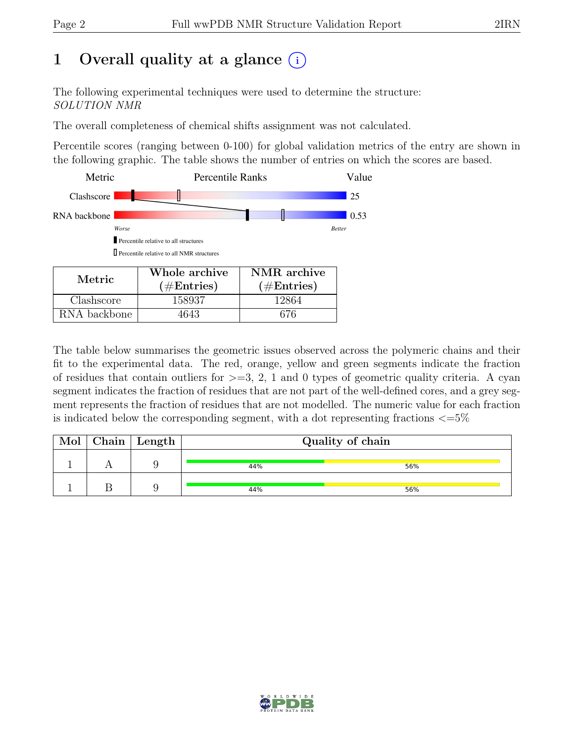# 1 Overall quality at a glance (i)

The following experimental techniques were used to determine the structure:
*SOLUTION NMR*

The overall completeness of chemical shifts assignment was not calculated.

Percentile scores (ranging between 0-100) for global validation metrics of the entry are shown in the following graphic. The table shows the number of entries on which the scores are based.

| Metric | Percentile Ranks | Value |
|---|---|---|
| Clashscore | | 25 |
| RNA backbone | | 0.53 |

Worse — Better

▮ Percentile relative to all structures

▯ Percentile relative to all NMR structures

| Metric | Whole archive (#Entries) | NMR archive (#Entries) |
|---|---|---|
| Clashscore | 158937 | 12864 |
| RNA backbone | 4643 | 676 |

The table below summarises the geometric issues observed across the polymeric chains and their fit to the experimental data. The red, orange, yellow and green segments indicate the fraction of residues that contain outliers for >=3, 2, 1 and 0 types of geometric quality criteria. A cyan segment indicates the fraction of residues that are not part of the well-defined cores, and a grey segment represents the fraction of residues that are not modelled. The numeric value for each fraction is indicated below the corresponding segment, with a dot representing fractions <=5%

| Mol | Chain | Length | Quality of chain |
|---|---|---|---|
| 1 | A | 9 | 44% 56% |
| 1 | B | 9 | 44% 56% |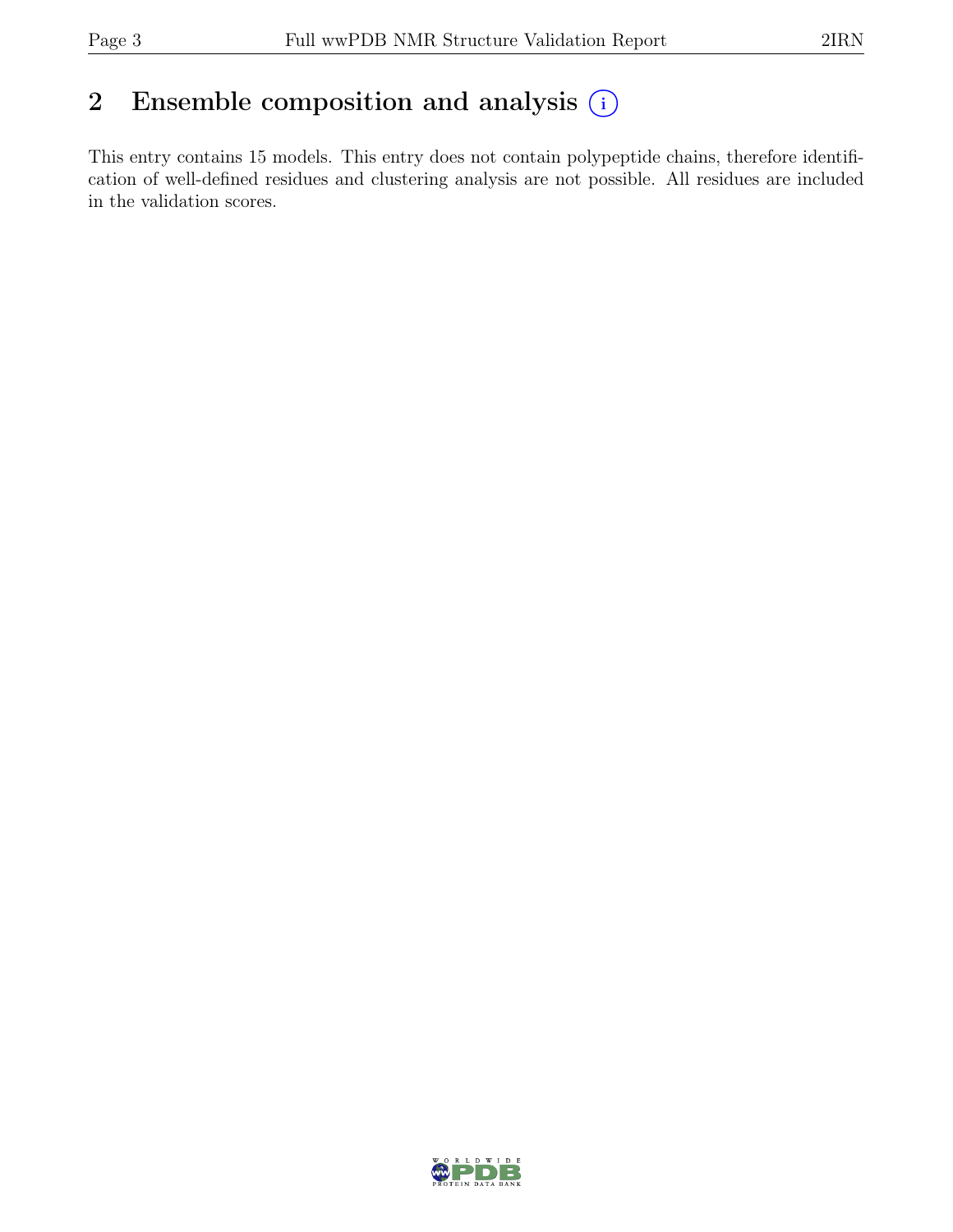## 2 Ensemble composition and analysis

This entry contains 15 models. This entry does not contain polypeptide chains, therefore identification of well-defined residues and clustering analysis are not possible. All residues are included in the validation scores.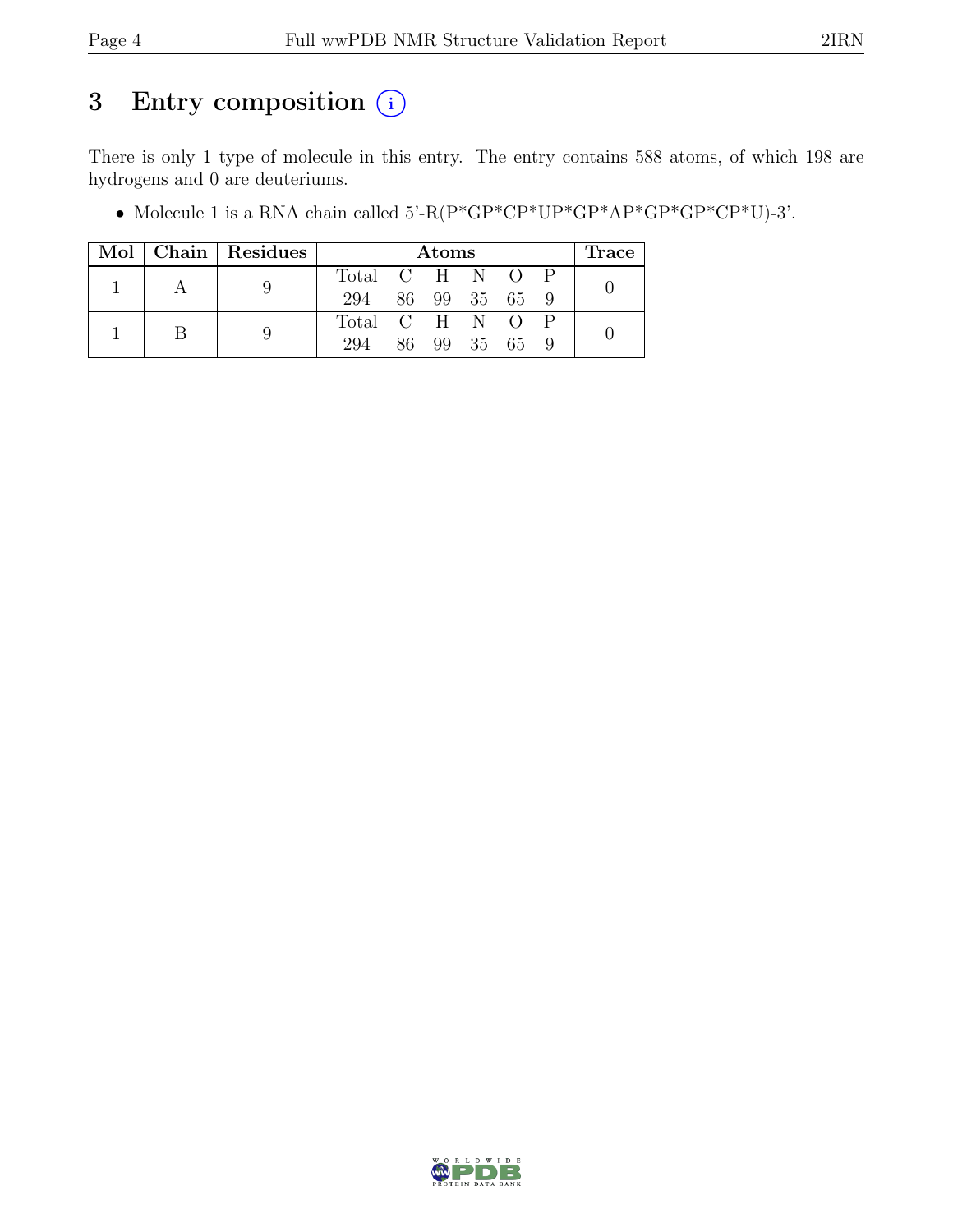# 3 Entry composition (i)

There is only 1 type of molecule in this entry. The entry contains 588 atoms, of which 198 are hydrogens and 0 are deuteriums.

- Molecule 1 is a RNA chain called 5'-R(P*GP*CP*UP*GP*AP*GP*GP*CP*U)-3'.

| Mol | Chain | Residues | Atoms | | | | | | Trace |
|---|---|---|---|---|---|---|---|---|---|
| 1 | A | 9 | Total | C | H | N | O | P | 0 |
| | | | 294 | 86 | 99 | 35 | 65 | 9 | |
| 1 | B | 9 | Total | C | H | N | O | P | 0 |
| | | | 294 | 86 | 99 | 35 | 65 | 9 | |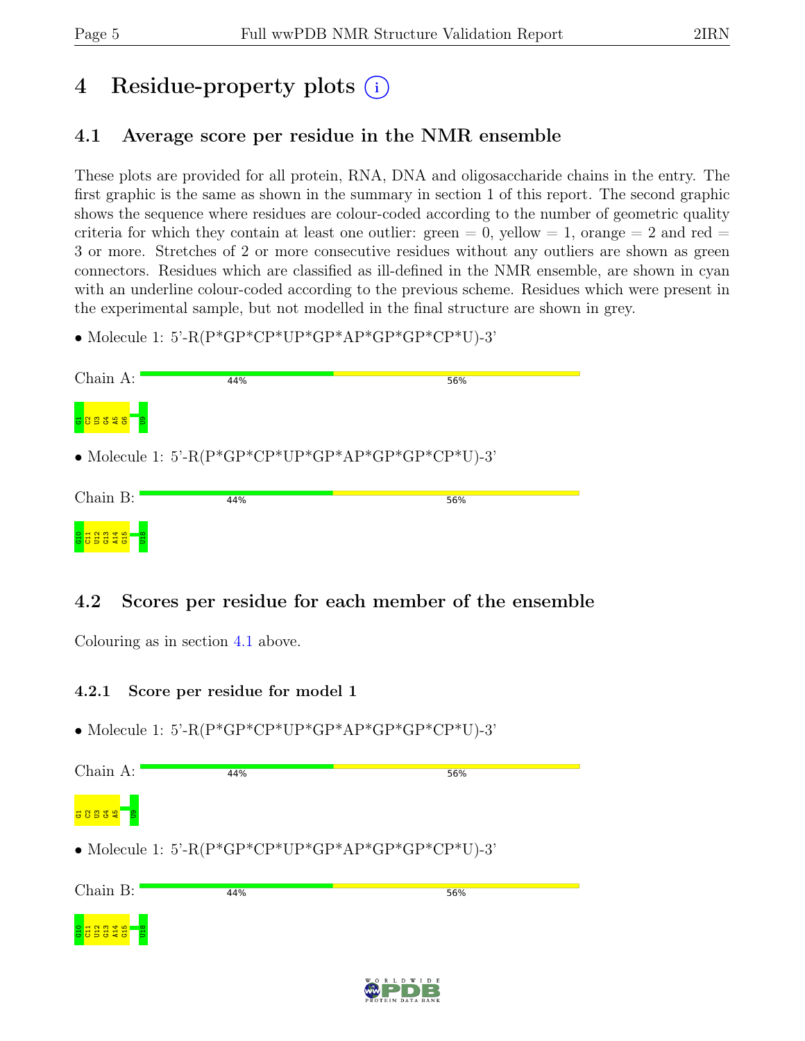# 4 Residue-property plots

## 4.1 Average score per residue in the NMR ensemble

These plots are provided for all protein, RNA, DNA and oligosaccharide chains in the entry. The first graphic is the same as shown in the summary in section 1 of this report. The second graphic shows the sequence where residues are colour-coded according to the number of geometric quality criteria for which they contain at least one outlier: green = 0, yellow = 1, orange = 2 and red = 3 or more. Stretches of 2 or more consecutive residues without any outliers are shown as green connectors. Residues which are classified as ill-defined in the NMR ensemble, are shown in cyan with an underline colour-coded according to the previous scheme. Residues which were present in the experimental sample, but not modelled in the final structure are shown in grey.

- Molecule 1: 5'-R(P*GP*CP*UP*GP*AP*GP*GP*CP*U)-3'

Chain A: 44% 56%

G1 C2 U3 G4 A5 G6 U9

- Molecule 1: 5'-R(P*GP*CP*UP*GP*AP*GP*GP*CP*U)-3'

Chain B: 44% 56%

G10 C11 U12 G13 A14 G15 U18

## 4.2 Scores per residue for each member of the ensemble

Colouring as in section 4.1 above.

### 4.2.1 Score per residue for model 1

- Molecule 1: 5'-R(P*GP*CP*UP*GP*AP*GP*GP*CP*U)-3'

Chain A: 44% 56%

G1 C2 U3 G4 A5 U9

- Molecule 1: 5'-R(P*GP*CP*UP*GP*AP*GP*GP*CP*U)-3'

Chain B: 44% 56%

G10 C11 U12 G13 A14 G15 U18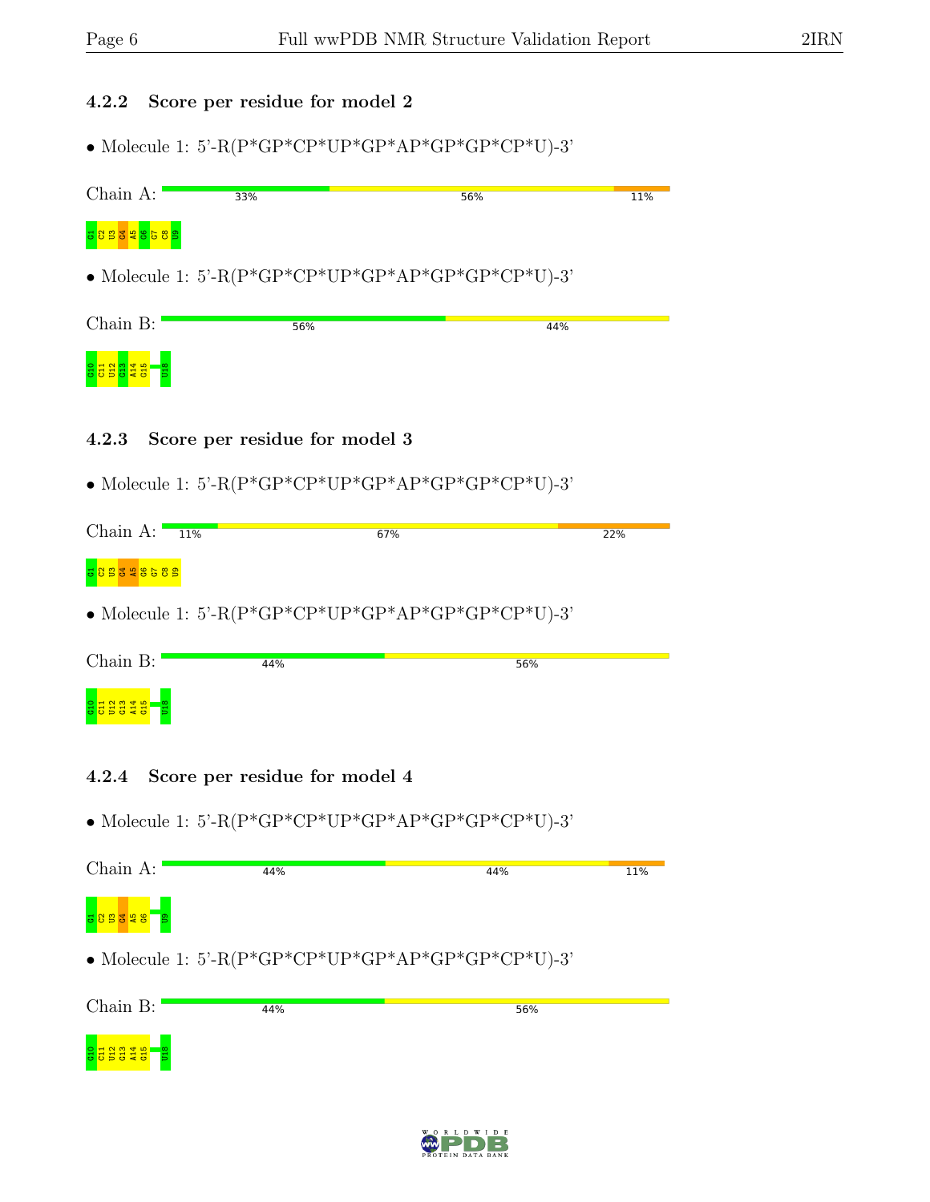### 4.2.2 Score per residue for model 2

• Molecule 1: 5'-R(P*GP*CP*UP*GP*AP*GP*GP*CP*U)-3'

Chain A: 33% 56% 11%

G1 C2 U3 G4 A5 G6 G7 C8 U9

• Molecule 1: 5'-R(P*GP*CP*UP*GP*AP*GP*GP*CP*U)-3'

Chain B: 56% 44%

G10 C11 U12 G13 A14 G15 U18

### 4.2.3 Score per residue for model 3

• Molecule 1: 5'-R(P*GP*CP*UP*GP*AP*GP*GP*CP*U)-3'

Chain A: 11% 67% 22%

G1 C2 U3 G4 A5 G6 G7 C8 U9

• Molecule 1: 5'-R(P*GP*CP*UP*GP*AP*GP*GP*CP*U)-3'

Chain B: 44% 56%

G10 C11 U12 G13 A14 G15 U18

### 4.2.4 Score per residue for model 4

• Molecule 1: 5'-R(P*GP*CP*UP*GP*AP*GP*GP*CP*U)-3'

Chain A: 44% 44% 11%

G1 C2 U3 G4 A5 G6 U9

• Molecule 1: 5'-R(P*GP*CP*UP*GP*AP*GP*GP*CP*U)-3'

Chain B: 44% 56%

G10 C11 U12 G13 A14 G15 U18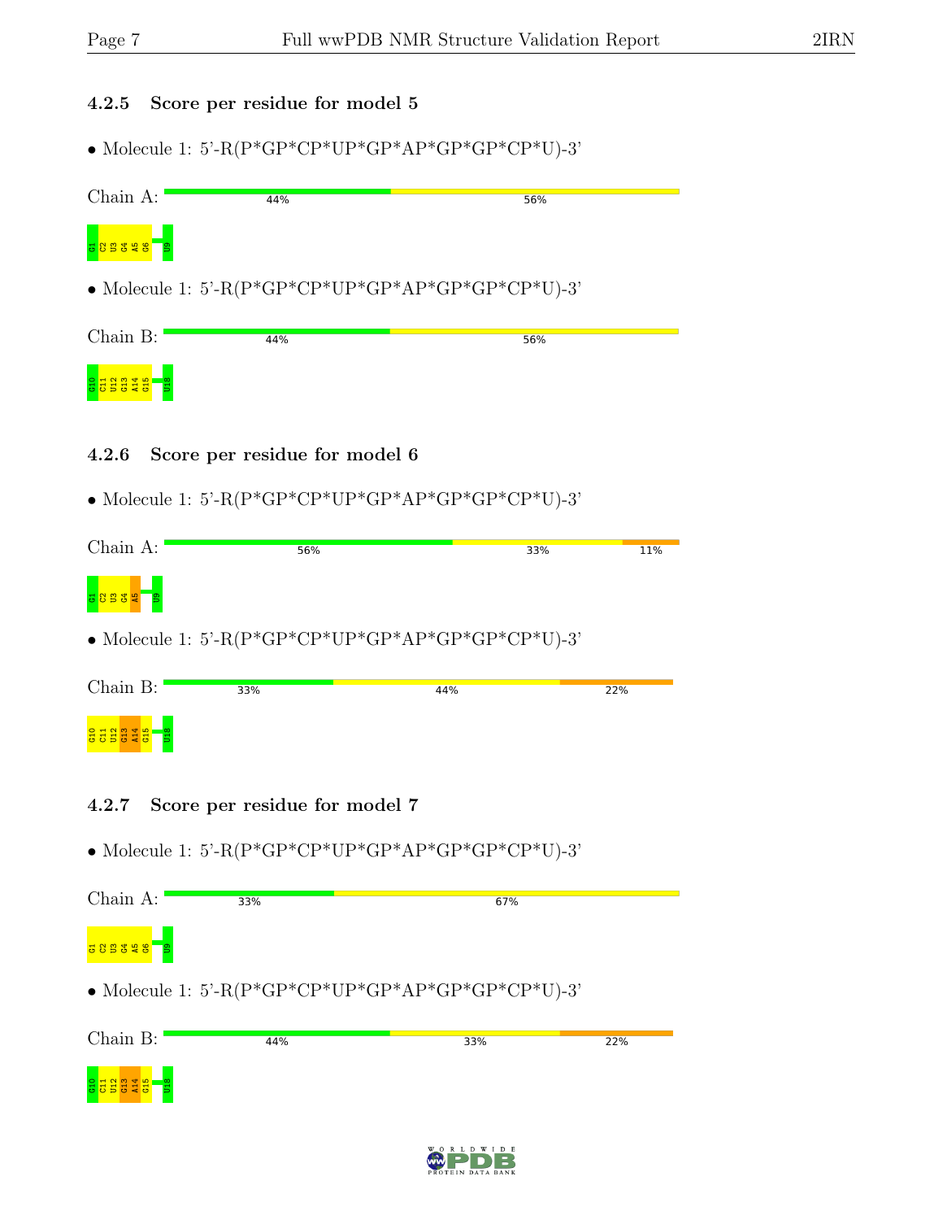### 4.2.5 Score per residue for model 5

- Molecule 1: 5'-R(P*GP*CP*UP*GP*AP*GP*GP*CP*U)-3'

Chain A: 44% 56%

G1 C2 U3 G4 A5 G6 U9

- Molecule 1: 5'-R(P*GP*CP*UP*GP*AP*GP*GP*CP*U)-3'

Chain B: 44% 56%

G10 C11 U12 G13 A14 G15 U18

### 4.2.6 Score per residue for model 6

- Molecule 1: 5'-R(P*GP*CP*UP*GP*AP*GP*GP*CP*U)-3'

Chain A: 56% 33% 11%

G1 C2 U3 G4 A5 U9

- Molecule 1: 5'-R(P*GP*CP*UP*GP*AP*GP*GP*CP*U)-3'

Chain B: 33% 44% 22%

G10 C11 U12 G13 A14 G15 U18

### 4.2.7 Score per residue for model 7

- Molecule 1: 5'-R(P*GP*CP*UP*GP*AP*GP*GP*CP*U)-3'

Chain A: 33% 67%

G1 C2 U3 G4 A5 G6 U9

- Molecule 1: 5'-R(P*GP*CP*UP*GP*AP*GP*GP*CP*U)-3'

Chain B: 44% 33% 22%

G10 C11 U12 G13 A14 G15 U18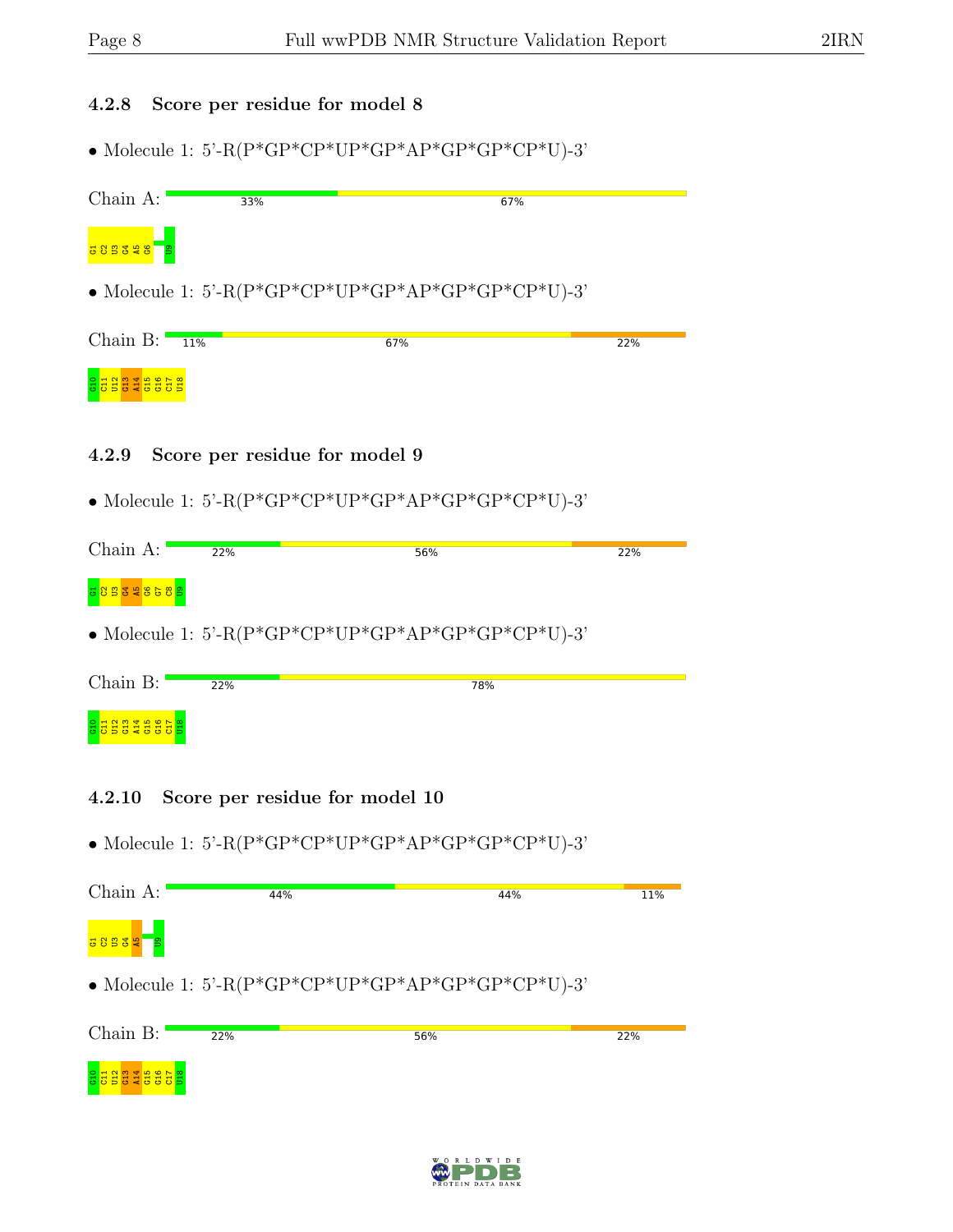### 4.2.8 Score per residue for model 8

- Molecule 1: 5'-R(P*GP*CP*UP*GP*AP*GP*GP*CP*U)-3'

Chain A: 33% 67%

G1 C2 U3 G4 A5 G6 U9

- Molecule 1: 5'-R(P*GP*CP*UP*GP*AP*GP*GP*CP*U)-3'

Chain B: 11% 67% 22%

G10 C11 U12 G13 A14 G15 G16 C17 U18

### 4.2.9 Score per residue for model 9

- Molecule 1: 5'-R(P*GP*CP*UP*GP*AP*GP*GP*CP*U)-3'

Chain A: 22% 56% 22%

G1 C2 U3 G4 A5 G6 G7 C8 U9

- Molecule 1: 5'-R(P*GP*CP*UP*GP*AP*GP*GP*CP*U)-3'

Chain B: 22% 78%

G10 C11 U12 G13 A14 G15 G16 C17 U18

### 4.2.10 Score per residue for model 10

- Molecule 1: 5'-R(P*GP*CP*UP*GP*AP*GP*GP*CP*U)-3'

Chain A: 44% 44% 11%

G1 C2 U3 G4 A5 U9

- Molecule 1: 5'-R(P*GP*CP*UP*GP*AP*GP*GP*CP*U)-3'

Chain B: 22% 56% 22%

G10 C11 U12 G13 A14 G15 G16 C17 U18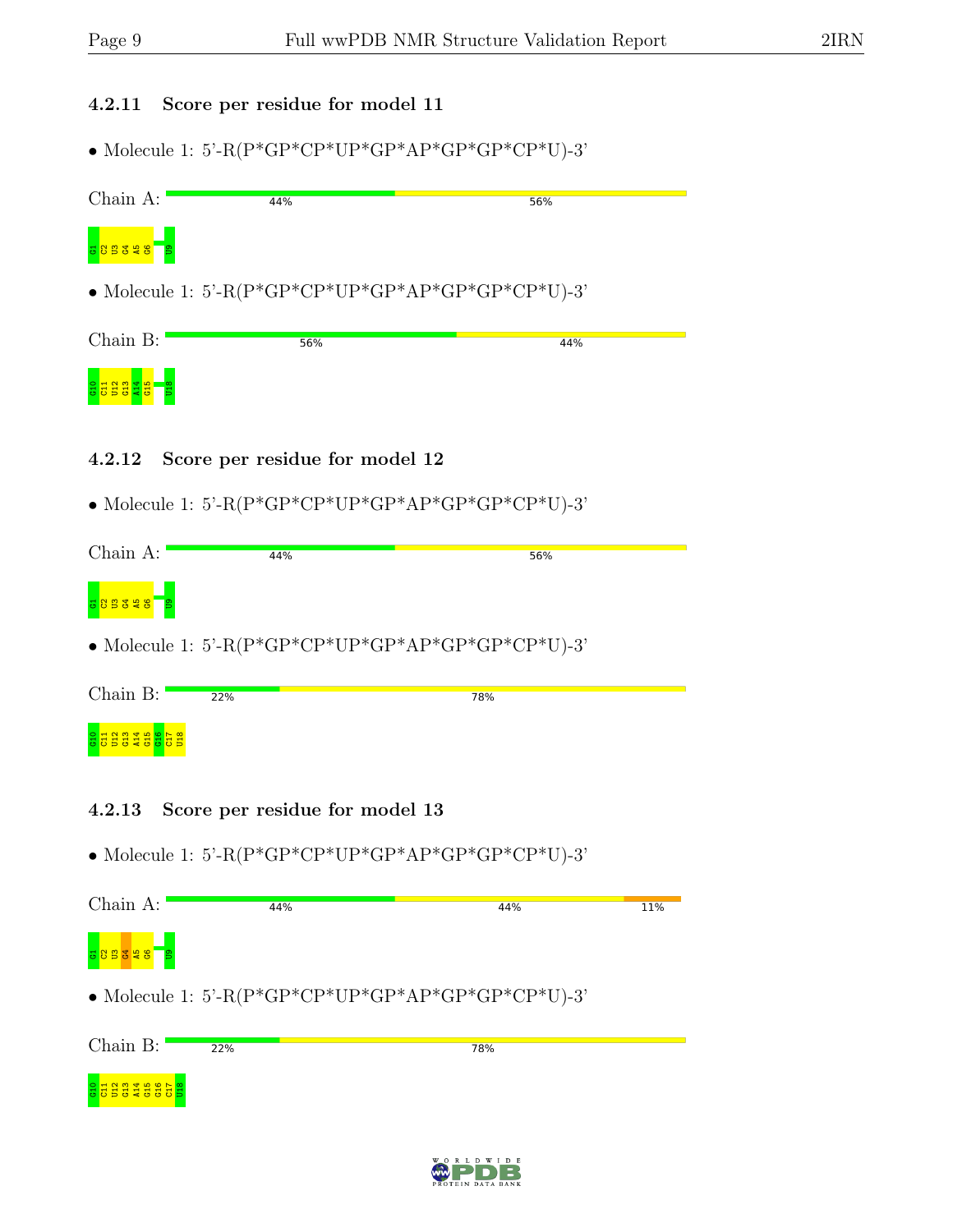### 4.2.11 Score per residue for model 11

- Molecule 1: 5'-R(P*GP*CP*UP*GP*AP*GP*GP*CP*U)-3'

Chain A: 44% 56%

G1 C2 U3 G4 A5 G6 U9

- Molecule 1: 5'-R(P*GP*CP*UP*GP*AP*GP*GP*CP*U)-3'

Chain B: 56% 44%

G10 C11 U12 G13 A14 G15 U18

### 4.2.12 Score per residue for model 12

- Molecule 1: 5'-R(P*GP*CP*UP*GP*AP*GP*GP*CP*U)-3'

Chain A: 44% 56%

G1 C2 U3 G4 A5 G6 U9

- Molecule 1: 5'-R(P*GP*CP*UP*GP*AP*GP*GP*CP*U)-3'

Chain B: 22% 78%

G10 C11 U12 G13 A14 G15 G16 C17 U18

### 4.2.13 Score per residue for model 13

- Molecule 1: 5'-R(P*GP*CP*UP*GP*AP*GP*GP*CP*U)-3'

Chain A: 44% 44% 11%

G1 C2 U3 G4 A5 G6 U9

- Molecule 1: 5'-R(P*GP*CP*UP*GP*AP*GP*GP*CP*U)-3'

Chain B: 22% 78%

G10 C11 U12 G13 A14 G15 G16 C17 U18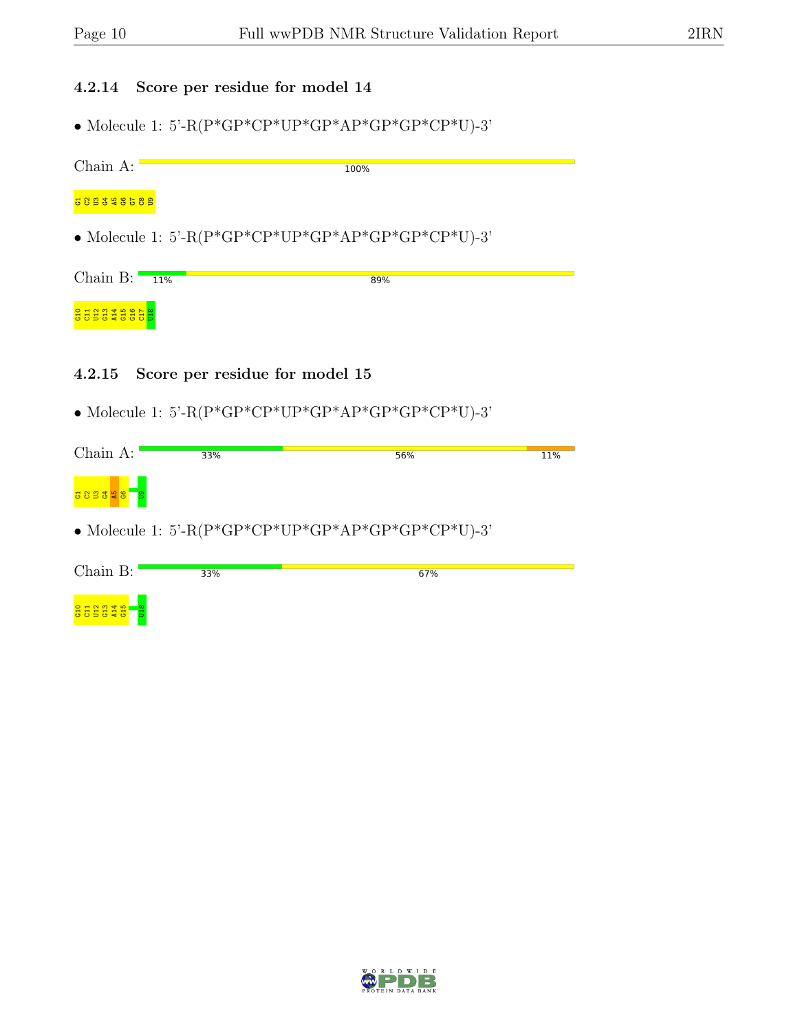### 4.2.14 Score per residue for model 14

- Molecule 1: 5'-R(P*GP*CP*UP*GP*AP*GP*GP*CP*U)-3'

Chain A: 100%

G1 C2 U3 G4 A5 G6 G7 C8 U9

- Molecule 1: 5'-R(P*GP*CP*UP*GP*AP*GP*GP*CP*U)-3'

Chain B: 11% 89%

G10 C11 U12 G13 A14 G15 G16 C17 U18

### 4.2.15 Score per residue for model 15

- Molecule 1: 5'-R(P*GP*CP*UP*GP*AP*GP*GP*CP*U)-3'

Chain A: 33% 56% 11%

G1 C2 U3 G4 A5 G6 U9

- Molecule 1: 5'-R(P*GP*CP*UP*GP*AP*GP*GP*CP*U)-3'

Chain B: 33% 67%

G10 C11 U12 G13 A14 G15 U18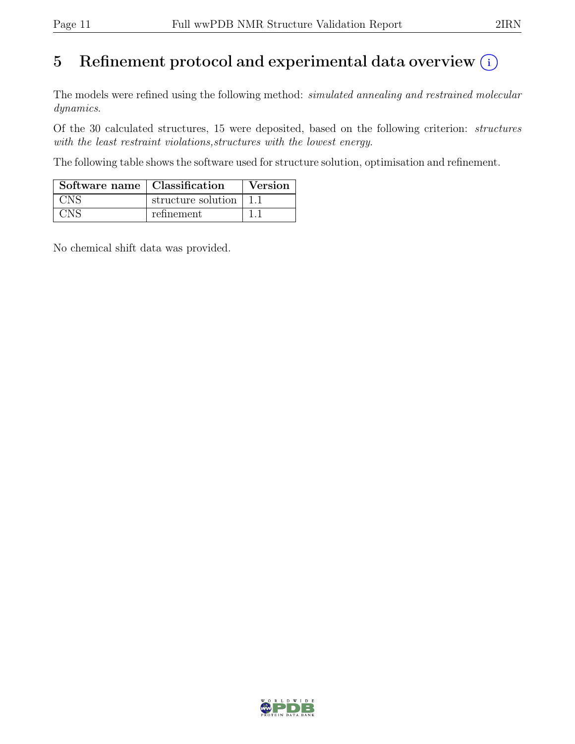# 5 Refinement protocol and experimental data overview (i)

The models were refined using the following method: *simulated annealing and restrained molecular dynamics*.

Of the 30 calculated structures, 15 were deposited, based on the following criterion: *structures with the least restraint violations,structures with the lowest energy*.

The following table shows the software used for structure solution, optimisation and refinement.

| Software name | Classification | Version |
|---|---|---|
| CNS | structure solution | 1.1 |
| CNS | refinement | 1.1 |

No chemical shift data was provided.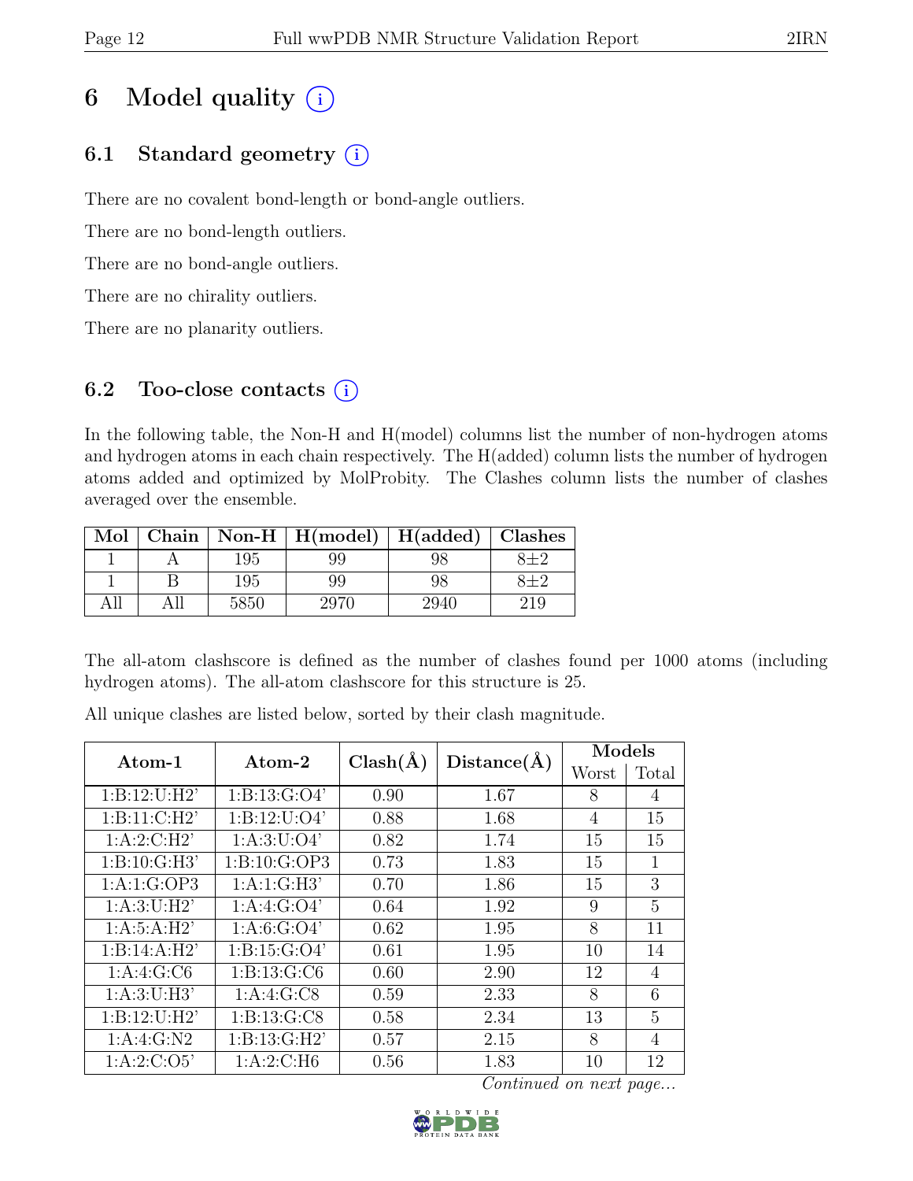# 6 Model quality (i)

## 6.1 Standard geometry (i)

There are no covalent bond-length or bond-angle outliers.

There are no bond-length outliers.

There are no bond-angle outliers.

There are no chirality outliers.

There are no planarity outliers.

## 6.2 Too-close contacts (i)

In the following table, the Non-H and H(model) columns list the number of non-hydrogen atoms and hydrogen atoms in each chain respectively. The H(added) column lists the number of hydrogen atoms added and optimized by MolProbity. The Clashes column lists the number of clashes averaged over the ensemble.

| Mol | Chain | Non-H | H(model) | H(added) | Clashes |
|---|---|---|---|---|---|
| 1 | A | 195 | 99 | 98 | 8±2 |
| 1 | B | 195 | 99 | 98 | 8±2 |
| All | All | 5850 | 2970 | 2940 | 219 |

The all-atom clashscore is defined as the number of clashes found per 1000 atoms (including hydrogen atoms). The all-atom clashscore for this structure is 25.

All unique clashes are listed below, sorted by their clash magnitude.

| Atom-1 | Atom-2 | Clash(Å) | Distance(Å) | Models | |
|---|---|---|---|---|---|
| | | | | Worst | Total |
| 1:B:12:U:H2' | 1:B:13:G:O4' | 0.90 | 1.67 | 8 | 4 |
| 1:B:11:C:H2' | 1:B:12:U:O4' | 0.88 | 1.68 | 4 | 15 |
| 1:A:2:C:H2' | 1:A:3:U:O4' | 0.82 | 1.74 | 15 | 15 |
| 1:B:10:G:H3' | 1:B:10:G:OP3 | 0.73 | 1.83 | 15 | 1 |
| 1:A:1:G:OP3 | 1:A:1:G:H3' | 0.70 | 1.86 | 15 | 3 |
| 1:A:3:U:H2' | 1:A:4:G:O4' | 0.64 | 1.92 | 9 | 5 |
| 1:A:5:A:H2' | 1:A:6:G:O4' | 0.62 | 1.95 | 8 | 11 |
| 1:B:14:A:H2' | 1:B:15:G:O4' | 0.61 | 1.95 | 10 | 14 |
| 1:A:4:G:C6 | 1:B:13:G:C6 | 0.60 | 2.90 | 12 | 4 |
| 1:A:3:U:H3' | 1:A:4:G:C8 | 0.59 | 2.33 | 8 | 6 |
| 1:B:12:U:H2' | 1:B:13:G:C8 | 0.58 | 2.34 | 13 | 5 |
| 1:A:4:G:N2 | 1:B:13:G:H2' | 0.57 | 2.15 | 8 | 4 |
| 1:A:2:C:O5' | 1:A:2:C:H6 | 0.56 | 1.83 | 10 | 12 |

*Continued on next page...*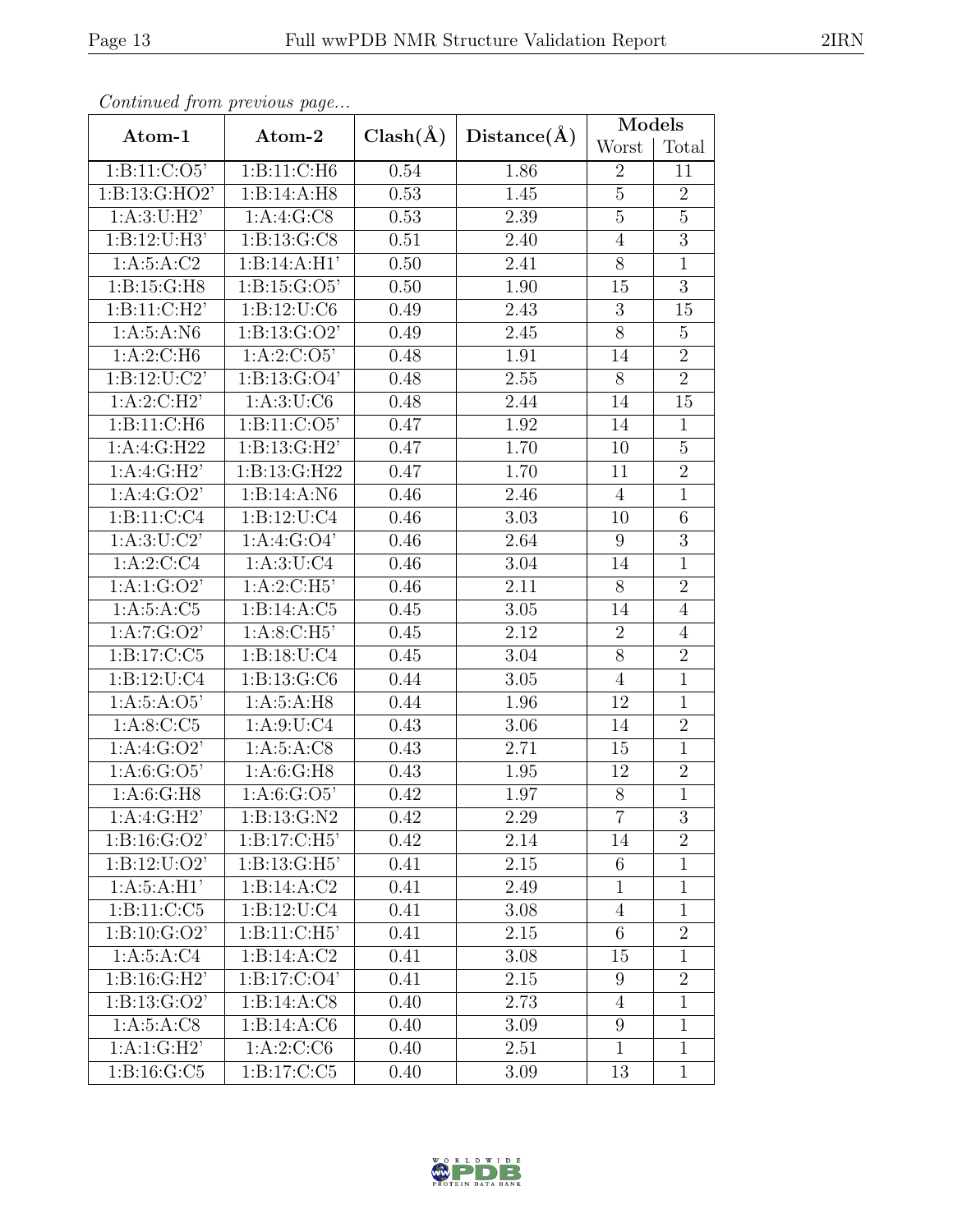*Continued from previous page...*

| Atom-1 | Atom-2 | Clash(Å) | Distance(Å) | Models | |
|---|---|---|---|---|---|
| | | | | Worst | Total |
| 1:B:11:C:O5' | 1:B:11:C:H6 | 0.54 | 1.86 | 2 | 11 |
| 1:B:13:G:HO2' | 1:B:14:A:H8 | 0.53 | 1.45 | 5 | 2 |
| 1:A:3:U:H2' | 1:A:4:G:C8 | 0.53 | 2.39 | 5 | 5 |
| 1:B:12:U:H3' | 1:B:13:G:C8 | 0.51 | 2.40 | 4 | 3 |
| 1:A:5:A:C2 | 1:B:14:A:H1' | 0.50 | 2.41 | 8 | 1 |
| 1:B:15:G:H8 | 1:B:15:G:O5' | 0.50 | 1.90 | 15 | 3 |
| 1:B:11:C:H2' | 1:B:12:U:C6 | 0.49 | 2.43 | 3 | 15 |
| 1:A:5:A:N6 | 1:B:13:G:O2' | 0.49 | 2.45 | 8 | 5 |
| 1:A:2:C:H6 | 1:A:2:C:O5' | 0.48 | 1.91 | 14 | 2 |
| 1:B:12:U:C2' | 1:B:13:G:O4' | 0.48 | 2.55 | 8 | 2 |
| 1:A:2:C:H2' | 1:A:3:U:C6 | 0.48 | 2.44 | 14 | 15 |
| 1:B:11:C:H6 | 1:B:11:C:O5' | 0.47 | 1.92 | 14 | 1 |
| 1:A:4:G:H22 | 1:B:13:G:H2' | 0.47 | 1.70 | 10 | 5 |
| 1:A:4:G:H2' | 1:B:13:G:H22 | 0.47 | 1.70 | 11 | 2 |
| 1:A:4:G:O2' | 1:B:14:A:N6 | 0.46 | 2.46 | 4 | 1 |
| 1:B:11:C:C4 | 1:B:12:U:C4 | 0.46 | 3.03 | 10 | 6 |
| 1:A:3:U:C2' | 1:A:4:G:O4' | 0.46 | 2.64 | 9 | 3 |
| 1:A:2:C:C4 | 1:A:3:U:C4 | 0.46 | 3.04 | 14 | 1 |
| 1:A:1:G:O2' | 1:A:2:C:H5' | 0.46 | 2.11 | 8 | 2 |
| 1:A:5:A:C5 | 1:B:14:A:C5 | 0.45 | 3.05 | 14 | 4 |
| 1:A:7:G:O2' | 1:A:8:C:H5' | 0.45 | 2.12 | 2 | 4 |
| 1:B:17:C:C5 | 1:B:18:U:C4 | 0.45 | 3.04 | 8 | 2 |
| 1:B:12:U:C4 | 1:B:13:G:C6 | 0.44 | 3.05 | 4 | 1 |
| 1:A:5:A:O5' | 1:A:5:A:H8 | 0.44 | 1.96 | 12 | 1 |
| 1:A:8:C:C5 | 1:A:9:U:C4 | 0.43 | 3.06 | 14 | 2 |
| 1:A:4:G:O2' | 1:A:5:A:C8 | 0.43 | 2.71 | 15 | 1 |
| 1:A:6:G:O5' | 1:A:6:G:H8 | 0.43 | 1.95 | 12 | 2 |
| 1:A:6:G:H8 | 1:A:6:G:O5' | 0.42 | 1.97 | 8 | 1 |
| 1:A:4:G:H2' | 1:B:13:G:N2 | 0.42 | 2.29 | 7 | 3 |
| 1:B:16:G:O2' | 1:B:17:C:H5' | 0.42 | 2.14 | 14 | 2 |
| 1:B:12:U:O2' | 1:B:13:G:H5' | 0.41 | 2.15 | 6 | 1 |
| 1:A:5:A:H1' | 1:B:14:A:C2 | 0.41 | 2.49 | 1 | 1 |
| 1:B:11:C:C5 | 1:B:12:U:C4 | 0.41 | 3.08 | 4 | 1 |
| 1:B:10:G:O2' | 1:B:11:C:H5' | 0.41 | 2.15 | 6 | 2 |
| 1:A:5:A:C4 | 1:B:14:A:C2 | 0.41 | 3.08 | 15 | 1 |
| 1:B:16:G:H2' | 1:B:17:C:O4' | 0.41 | 2.15 | 9 | 2 |
| 1:B:13:G:O2' | 1:B:14:A:C8 | 0.40 | 2.73 | 4 | 1 |
| 1:A:5:A:C8 | 1:B:14:A:C6 | 0.40 | 3.09 | 9 | 1 |
| 1:A:1:G:H2' | 1:A:2:C:C6 | 0.40 | 2.51 | 1 | 1 |
| 1:B:16:G:C5 | 1:B:17:C:C5 | 0.40 | 3.09 | 13 | 1 |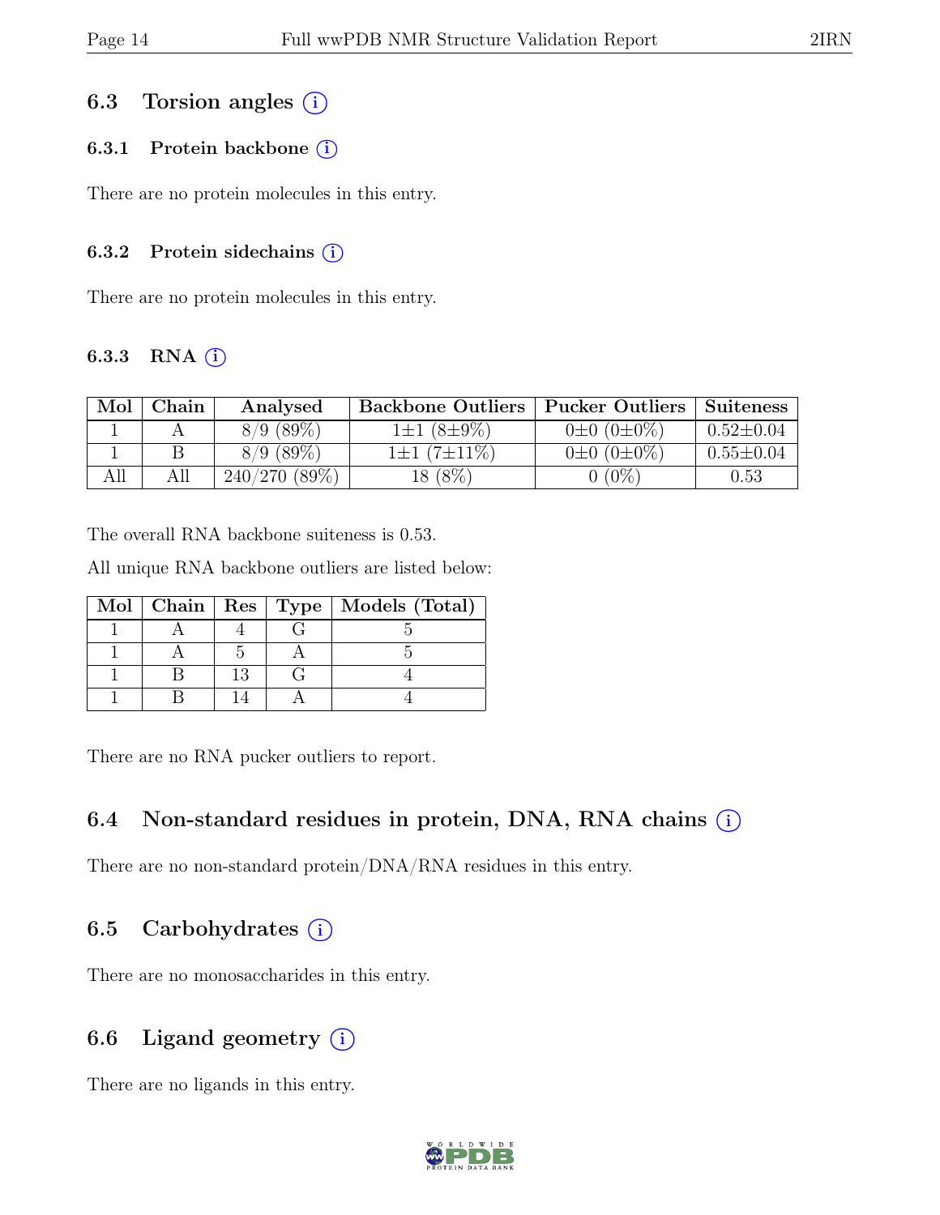## 6.3 Torsion angles

### 6.3.1 Protein backbone

There are no protein molecules in this entry.

### 6.3.2 Protein sidechains

There are no protein molecules in this entry.

### 6.3.3 RNA

| Mol | Chain | Analysed | Backbone Outliers | Pucker Outliers | Suiteness |
|---|---|---|---|---|---|
| 1 | A | 8/9 (89%) | 1±1 (8±9%) | 0±0 (0±0%) | 0.52±0.04 |
| 1 | B | 8/9 (89%) | 1±1 (7±11%) | 0±0 (0±0%) | 0.55±0.04 |
| All | All | 240/270 (89%) | 18 (8%) | 0 (0%) | 0.53 |

The overall RNA backbone suiteness is 0.53.

All unique RNA backbone outliers are listed below:

| Mol | Chain | Res | Type | Models (Total) |
|---|---|---|---|---|
| 1 | A | 4 | G | 5 |
| 1 | A | 5 | A | 5 |
| 1 | B | 13 | G | 4 |
| 1 | B | 14 | A | 4 |

There are no RNA pucker outliers to report.

## 6.4 Non-standard residues in protein, DNA, RNA chains

There are no non-standard protein/DNA/RNA residues in this entry.

## 6.5 Carbohydrates

There are no monosaccharides in this entry.

## 6.6 Ligand geometry

There are no ligands in this entry.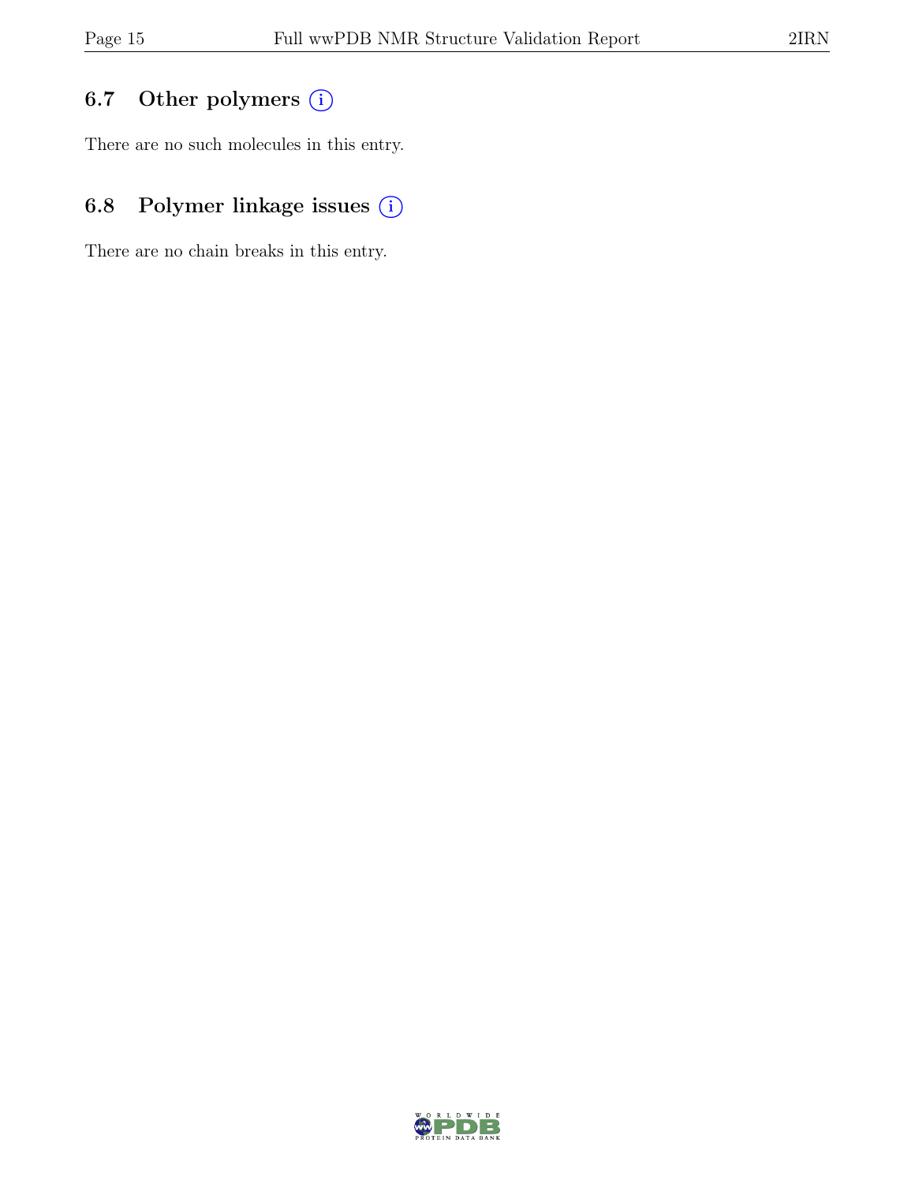### 6.7 Other polymers

There are no such molecules in this entry.

### 6.8 Polymer linkage issues

There are no chain breaks in this entry.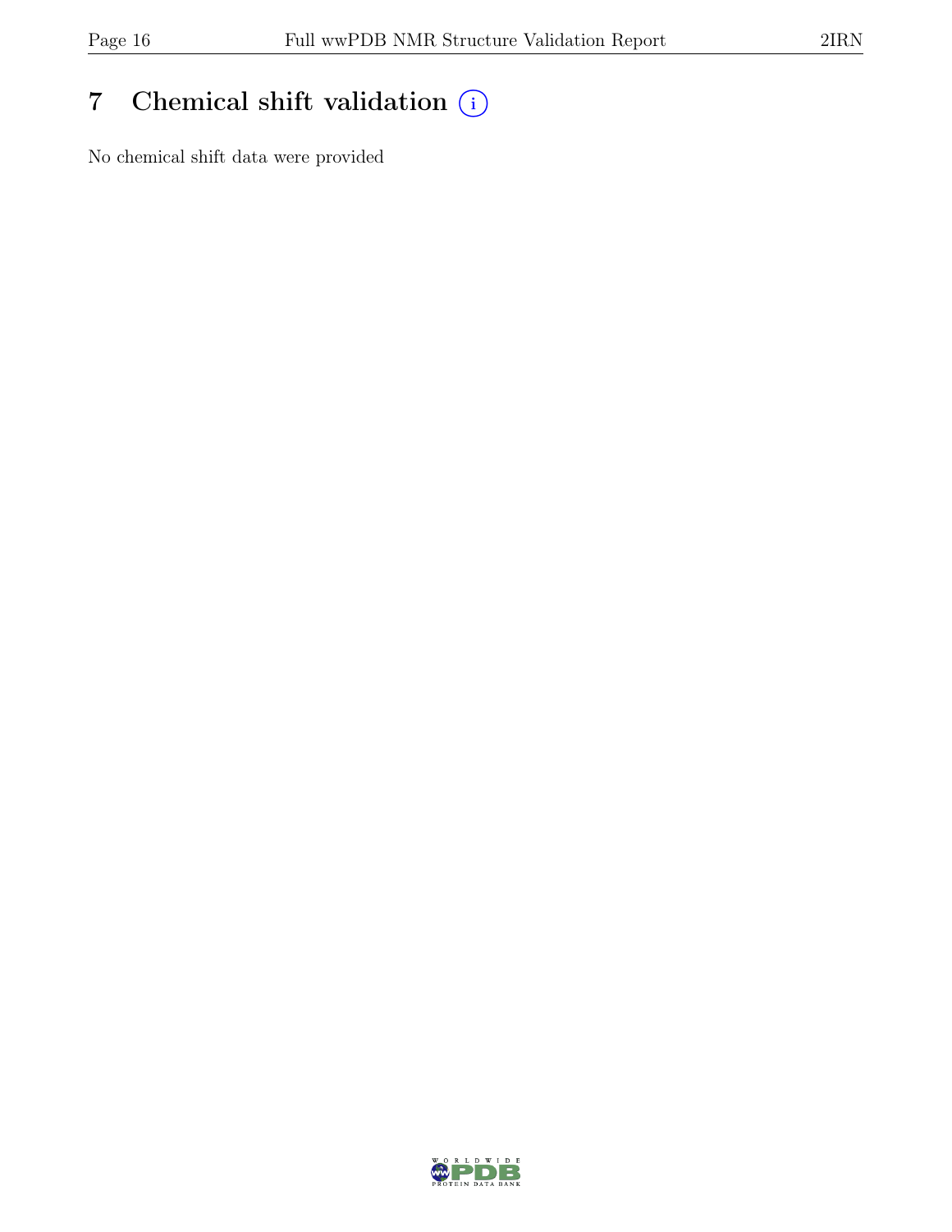# 7 Chemical shift validation

No chemical shift data were provided